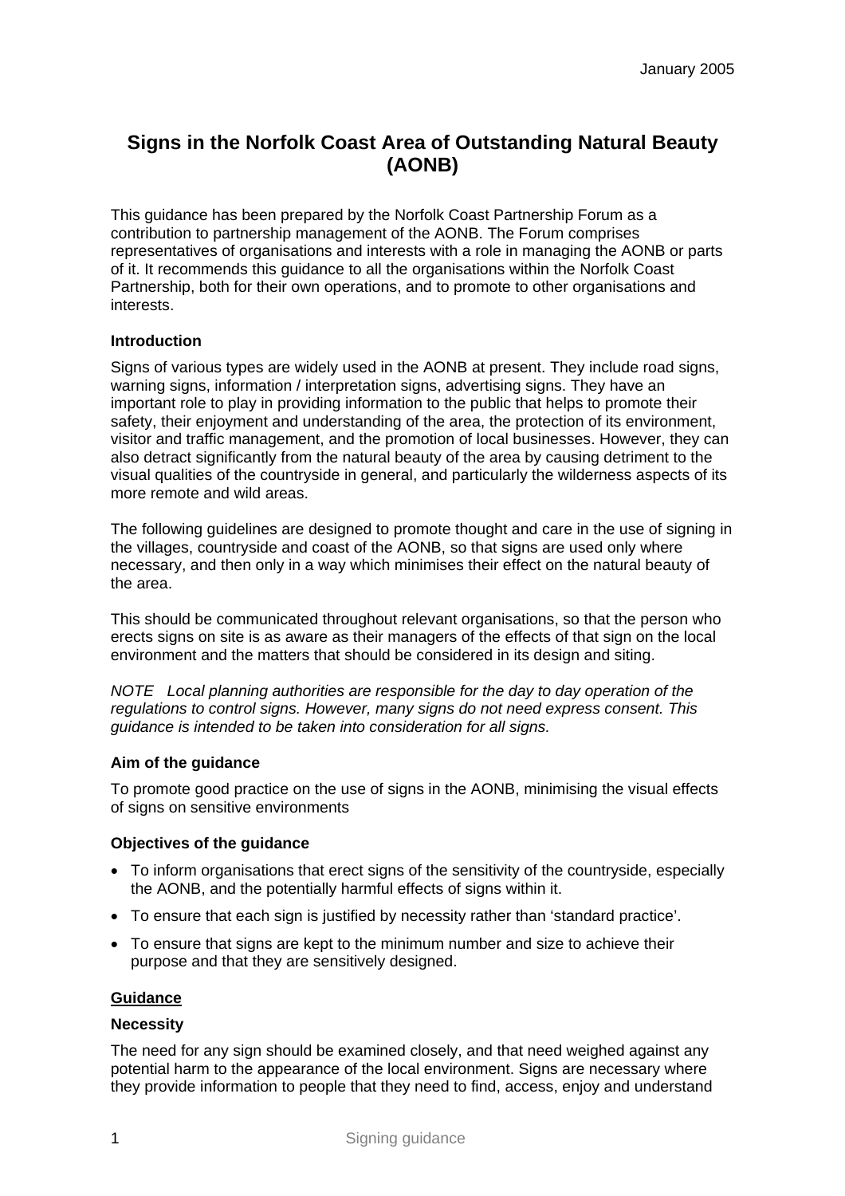January 2005

# Signs in the Norfolk Coast Area of Outstanding Natural Beauty (AONB)

This guidance has been prepared by the Norfolk Coast Partnership Forum as a contribution to partnership management of the AONB. The Forum comprises representatives of organisations and interests with a role in managing the AONB or parts of it. It recommends this guidance to all the organisations within the Norfolk Coast Partnership, both for their own operations, and to promote to other organisations and interests.

### Introduction

Signs of various types are widely used in the AONB at present. They include road signs, warning signs, information / interpretation signs, advertising signs. They have an important role to play in providing information to the public that helps to promote their safety, their enjoyment and understanding of the area, the protection of its environment, visitor and traffic management, and the promotion of local businesses. However, they can also detract significantly from the natural beauty of the area by causing detriment to the visual qualities of the countryside in general, and particularly the wilderness aspects of its more remote and wild areas.

The following guidelines are designed to promote thought and care in the use of signing in the villages, countryside and coast of the AONB, so that signs are used only where necessary, and then only in a way which minimises their effect on the natural beauty of the area.

This should be communicated throughout relevant organisations, so that the person who erects signs on site is as aware as their managers of the effects of that sign on the local environment and the matters that should be considered in its design and siting.

*NOTE Local planning authorities are responsible for the day to day operation of the regulations to control signs. However, many signs do not need express consent. This guidance is intended to be taken into consideration for all signs.*

### Aim of the guidance

To promote good practice on the use of signs in the AONB, minimising the visual effects of signs on sensitive environments

### Objectives of the guidance

- To inform organisations that erect signs of the sensitivity of the countryside, especially the AONB, and the potentially harmful effects of signs within it.
- To ensure that each sign is justified by necessity rather than 'standard practice'.
- To ensure that signs are kept to the minimum number and size to achieve their purpose and that they are sensitively designed.

## Guidance

### Necessity

The need for any sign should be examined closely, and that need weighed against any potential harm to the appearance of the local environment. Signs are necessary where they provide information to people that they need to find, access, enjoy and understand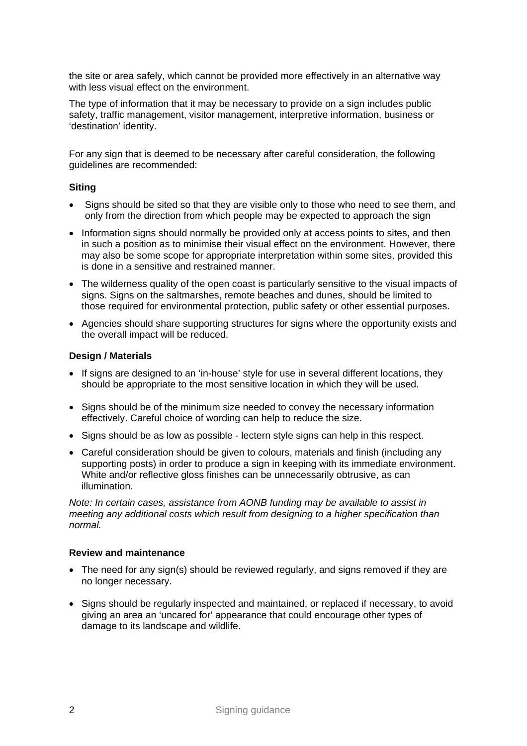the site or area safely, which cannot be provided more effectively in an alternative way with less visual effect on the environment.

The type of information that it may be necessary to provide on a sign includes public safety, traffic management, visitor management, interpretive information, business or 'destination' identity.

For any sign that is deemed to be necessary after careful consideration, the following guidelines are recommended:

**Siting**

- Signs should be sited so that they are visible only to those who need to see them, and only from the direction from which people may be expected to approach the sign
- Information signs should normally be provided only at access points to sites, and then in such a position as to minimise their visual effect on the environment. However, there may also be some scope for appropriate interpretation within some sites, provided this is done in a sensitive and restrained manner.
- The wilderness quality of the open coast is particularly sensitive to the visual impacts of signs. Signs on the saltmarshes, remote beaches and dunes, should be limited to those required for environmental protection, public safety or other essential purposes.
- Agencies should share supporting structures for signs where the opportunity exists and the overall impact will be reduced.

**Design / Materials**

- If signs are designed to an 'in-house' style for use in several different locations, they should be appropriate to the most sensitive location in which they will be used.
- Signs should be of the minimum size needed to convey the necessary information effectively. Careful choice of wording can help to reduce the size.
- Signs should be as low as possible - lectern style signs can help in this respect.
- Careful consideration should be given to colours, materials and finish (including any supporting posts) in order to produce a sign in keeping with its immediate environment. White and/or reflective gloss finishes can be unnecessarily obtrusive, as can illumination.

*Note: In certain cases, assistance from AONB funding may be available to assist in meeting any additional costs which result from designing to a higher specification than normal.*

**Review and maintenance**

- The need for any sign(s) should be reviewed regularly, and signs removed if they are no longer necessary.
- Signs should be regularly inspected and maintained, or replaced if necessary, to avoid giving an area an 'uncared for' appearance that could encourage other types of damage to its landscape and wildlife.